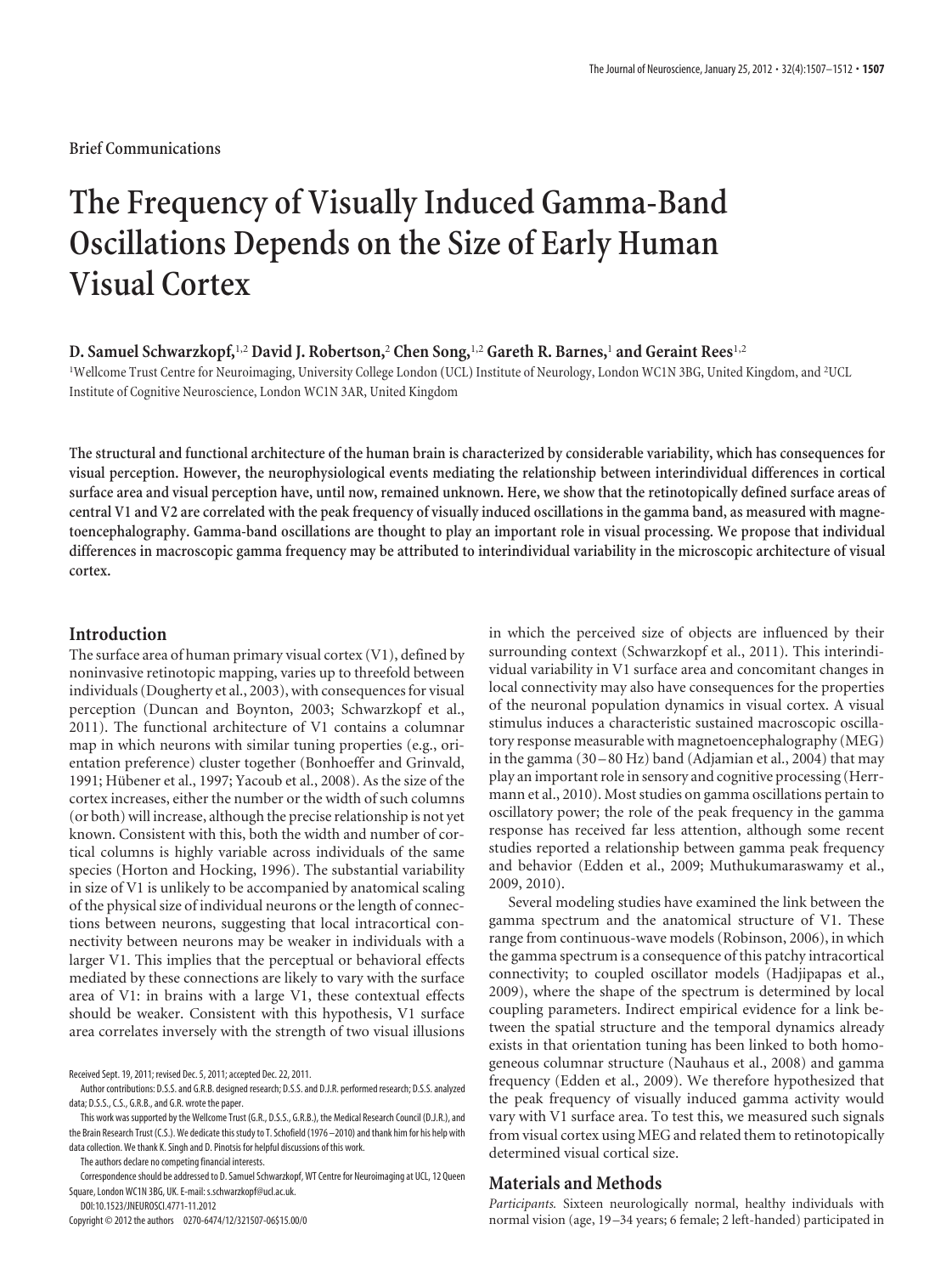Brief Communications

# The Frequency of Visually Induced Gamma-Band Oscillations Depends on the Size of Early Human Visual Cortex

**D. Samuel Schwarzkopf,[1,2] David J. Robertson,[2] Chen Song,[1,2] Gareth R. Barnes,[1] and Geraint Rees[1,2]**

[1]Wellcome Trust Centre for Neuroimaging, University College London (UCL) Institute of Neurology, London WC1N 3BG, United Kingdom, and [2]UCL Institute of Cognitive Neuroscience, London WC1N 3AR, United Kingdom

**The structural and functional architecture of the human brain is characterized by considerable variability, which has consequences for visual perception. However, the neurophysiological events mediating the relationship between interindividual differences in cortical surface area and visual perception have, until now, remained unknown. Here, we show that the retinotopically defined surface areas of central V1 and V2 are correlated with the peak frequency of visually induced oscillations in the gamma band, as measured with magnetoencephalography. Gamma-band oscillations are thought to play an important role in visual processing. We propose that individual differences in macroscopic gamma frequency may be attributed to interindividual variability in the microscopic architecture of visual cortex.**

## Introduction

The surface area of human primary visual cortex (V1), defined by noninvasive retinotopic mapping, varies up to threefold between individuals (Dougherty et al., 2003), with consequences for visual perception (Duncan and Boynton, 2003; Schwarzkopf et al., 2011). The functional architecture of V1 contains a columnar map in which neurons with similar tuning properties (e.g., orientation preference) cluster together (Bonhoeffer and Grinvald, 1991; Hübener et al., 1997; Yacoub et al., 2008). As the size of the cortex increases, either the number or the width of such columns (or both) will increase, although the precise relationship is not yet known. Consistent with this, both the width and number of cortical columns is highly variable across individuals of the same species (Horton and Hocking, 1996). The substantial variability in size of V1 is unlikely to be accompanied by anatomical scaling of the physical size of individual neurons or the length of connections between neurons, suggesting that local intracortical connectivity between neurons may be weaker in individuals with a larger V1. This implies that the perceptual or behavioral effects mediated by these connections are likely to vary with the surface area of V1: in brains with a large V1, these contextual effects should be weaker. Consistent with this hypothesis, V1 surface area correlates inversely with the strength of two visual illusions in which the perceived size of objects are influenced by their surrounding context (Schwarzkopf et al., 2011). This interindividual variability in V1 surface area and concomitant changes in local connectivity may also have consequences for the properties of the neuronal population dynamics in visual cortex. A visual stimulus induces a characteristic sustained macroscopic oscillatory response measurable with magnetoencephalography (MEG) in the gamma (30–80 Hz) band (Adjamian et al., 2004) that may play an important role in sensory and cognitive processing (Herrmann et al., 2010). Most studies on gamma oscillations pertain to oscillatory power; the role of the peak frequency in the gamma response has received far less attention, although some recent studies reported a relationship between gamma peak frequency and behavior (Edden et al., 2009; Muthukumaraswamy et al., 2009, 2010).

Several modeling studies have examined the link between the gamma spectrum and the anatomical structure of V1. These range from continuous-wave models (Robinson, 2006), in which the gamma spectrum is a consequence of this patchy intracortical connectivity; to coupled oscillator models (Hadjipapas et al., 2009), where the shape of the spectrum is determined by local coupling parameters. Indirect empirical evidence for a link between the spatial structure and the temporal dynamics already exists in that orientation tuning has been linked to both homogeneous columnar structure (Nauhaus et al., 2008) and gamma frequency (Edden et al., 2009). We therefore hypothesized that the peak frequency of visually induced gamma activity would vary with V1 surface area. To test this, we measured such signals from visual cortex using MEG and related them to retinotopically determined visual cortical size.

## Materials and Methods

*Participants.* Sixteen neurologically normal, healthy individuals with normal vision (age, 19–34 years; 6 female; 2 left-handed) participated in

Received Sept. 19, 2011; revised Dec. 5, 2011; accepted Dec. 22, 2011.

Author contributions: D.S.S. and G.R.B. designed research; D.S.S. and D.J.R. performed research; D.S.S. analyzed data; D.S.S., C.S., G.R.B., and G.R. wrote the paper.

This work was supported by the Wellcome Trust (G.R., D.S.S., G.R.B.), the Medical Research Council (D.J.R.), and the Brain Research Trust (C.S.). We dedicate this study to T. Schofield (1976–2010) and thank him for his help with data collection. We thank K. Singh and D. Pinotsis for helpful discussions of this work.

The authors declare no competing financial interests.

Correspondence should be addressed to D. Samuel Schwarzkopf, WT Centre for Neuroimaging at UCL, 12 Queen Square, London WC1N 3BG, UK. E-mail: s.schwarzkopf@ucl.ac.uk.

DOI:10.1523/JNEUROSCI.4771-11.2012

Copyright © 2012 the authors 0270-6474/12/321507-06$15.00/0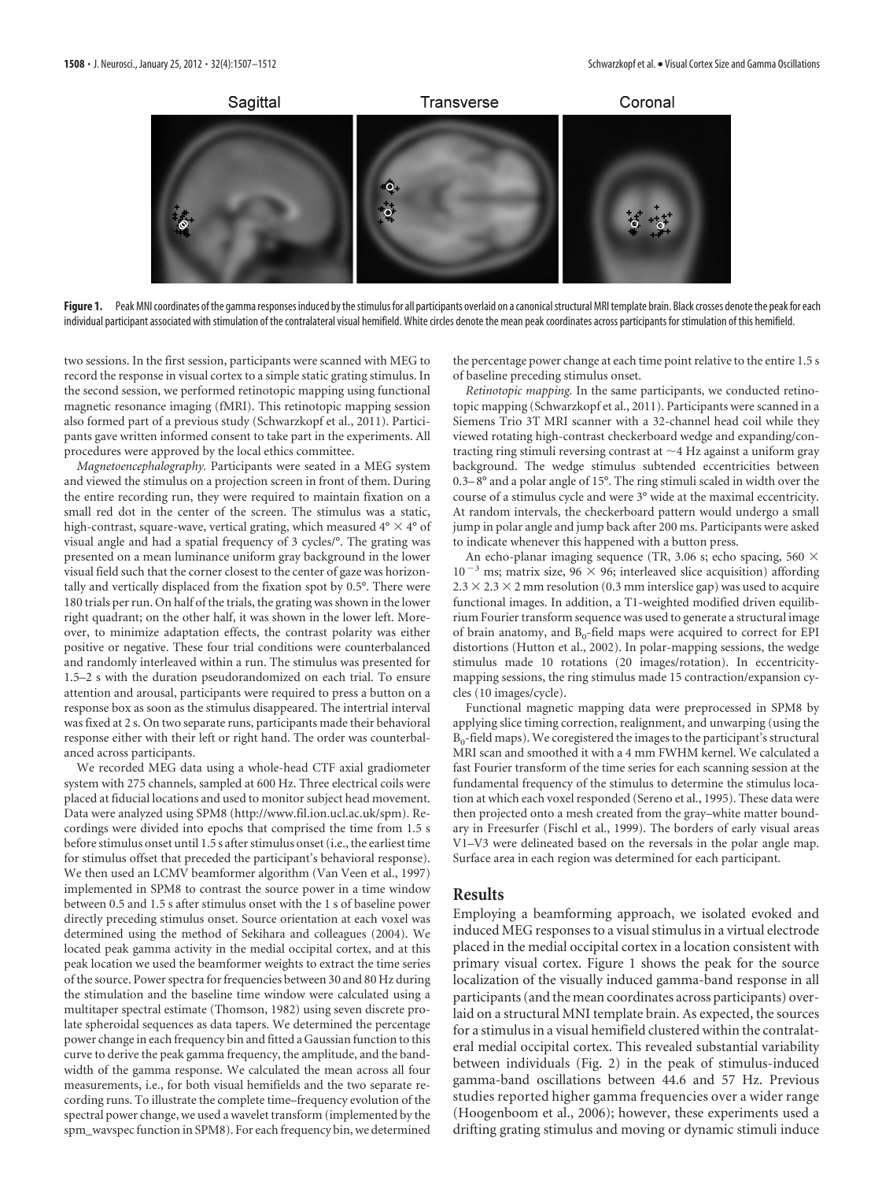**Figure 1.** Peak MNI coordinates of the gamma responses induced by the stimulus for all participants overlaid on a canonical structural MRI template brain. Black crosses denote the peak for each individual participant associated with stimulation of the contralateral visual hemifield. White circles denote the mean peak coordinates across participants for stimulation of this hemifield.

two sessions. In the first session, participants were scanned with MEG to record the response in visual cortex to a simple static grating stimulus. In the second session, we performed retinotopic mapping using functional magnetic resonance imaging (fMRI). This retinotopic mapping session also formed part of a previous study (Schwarzkopf et al., 2011). Participants gave written informed consent to take part in the experiments. All procedures were approved by the local ethics committee.

*Magnetoencephalography.* Participants were seated in a MEG system and viewed the stimulus on a projection screen in front of them. During the entire recording run, they were required to maintain fixation on a small red dot in the center of the screen. The stimulus was a static, high-contrast, square-wave, vertical grating, which measured 4° × 4° of visual angle and had a spatial frequency of 3 cycles/°. The grating was presented on a mean luminance uniform gray background in the lower visual field such that the corner closest to the center of gaze was horizontally and vertically displaced from the fixation spot by 0.5°. There were 180 trials per run. On half of the trials, the grating was shown in the lower right quadrant; on the other half, it was shown in the lower left. Moreover, to minimize adaptation effects, the contrast polarity was either positive or negative. These four trial conditions were counterbalanced and randomly interleaved within a run. The stimulus was presented for 1.5–2 s with the duration pseudorandomized on each trial. To ensure attention and arousal, participants were required to press a button on a response box as soon as the stimulus disappeared. The intertrial interval was fixed at 2 s. On two separate runs, participants made their behavioral response either with their left or right hand. The order was counterbalanced across participants.

We recorded MEG data using a whole-head CTF axial gradiometer system with 275 channels, sampled at 600 Hz. Three electrical coils were placed at fiducial locations and used to monitor subject head movement. Data were analyzed using SPM8 (http://www.fil.ion.ucl.ac.uk/spm). Recordings were divided into epochs that comprised the time from 1.5 s before stimulus onset until 1.5 s after stimulus onset (i.e., the earliest time for stimulus offset that preceded the participant's behavioral response). We then used an LCMV beamformer algorithm (Van Veen et al., 1997) implemented in SPM8 to contrast the source power in a time window between 0.5 and 1.5 s after stimulus onset with the 1 s of baseline power directly preceding stimulus onset. Source orientation at each voxel was determined using the method of Sekihara and colleagues (2004). We located peak gamma activity in the medial occipital cortex, and at this peak location we used the beamformer weights to extract the time series of the source. Power spectra for frequencies between 30 and 80 Hz during the stimulation and the baseline time window were calculated using a multitaper spectral estimate (Thomson, 1982) using seven discrete prolate spheroidal sequences as data tapers. We determined the percentage power change in each frequency bin and fitted a Gaussian function to this curve to derive the peak gamma frequency, the amplitude, and the bandwidth of the gamma response. We calculated the mean across all four measurements, i.e., for both visual hemifields and the two separate recording runs. To illustrate the complete time–frequency evolution of the spectral power change, we used a wavelet transform (implemented by the spm_wavspec function in SPM8). For each frequency bin, we determined the percentage power change at each time point relative to the entire 1.5 s of baseline preceding stimulus onset.

*Retinotopic mapping.* In the same participants, we conducted retinotopic mapping (Schwarzkopf et al., 2011). Participants were scanned in a Siemens Trio 3T MRI scanner with a 32-channel head coil while they viewed rotating high-contrast checkerboard wedge and expanding/contracting ring stimuli reversing contrast at ~4 Hz against a uniform gray background. The wedge stimulus subtended eccentricities between 0.3–8° and a polar angle of 15°. The ring stimuli scaled in width over the course of a stimulus cycle and were 3° wide at the maximal eccentricity. At random intervals, the checkerboard pattern would undergo a small jump in polar angle and jump back after 200 ms. Participants were asked to indicate whenever this happened with a button press.

An echo-planar imaging sequence (TR, 3.06 s; echo spacing, 560 × $10^{-3}$ ms; matrix size, 96 × 96; interleaved slice acquisition) affording 2.3 × 2.3 × 2 mm resolution (0.3 mm interslice gap) was used to acquire functional images. In addition, a T1-weighted modified driven equilibrium Fourier transform sequence was used to generate a structural image of brain anatomy, and $B_0$-field maps were acquired to correct for EPI distortions (Hutton et al., 2002). In polar-mapping sessions, the wedge stimulus made 10 rotations (20 images/rotation). In eccentricity-mapping sessions, the ring stimulus made 15 contraction/expansion cycles (10 images/cycle).

Functional magnetic mapping data were preprocessed in SPM8 by applying slice timing correction, realignment, and unwarping (using the $B_0$-field maps). We coregistered the images to the participant's structural MRI scan and smoothed it with a 4 mm FWHM kernel. We calculated a fast Fourier transform of the time series for each scanning session at the fundamental frequency of the stimulus to determine the stimulus location at which each voxel responded (Sereno et al., 1995). These data were then projected onto a mesh created from the gray–white matter boundary in Freesurfer (Fischl et al., 1999). The borders of early visual areas V1–V3 were delineated based on the reversals in the polar angle map. Surface area in each region was determined for each participant.

## Results

Employing a beamforming approach, we isolated evoked and induced MEG responses to a visual stimulus in a virtual electrode placed in the medial occipital cortex in a location consistent with primary visual cortex. Figure 1 shows the peak for the source localization of the visually induced gamma-band response in all participants (and the mean coordinates across participants) overlaid on a structural MNI template brain. As expected, the sources for a stimulus in a visual hemifield clustered within the contralateral medial occipital cortex. This revealed substantial variability between individuals (Fig. 2) in the peak of stimulus-induced gamma-band oscillations between 44.6 and 57 Hz. Previous studies reported higher gamma frequencies over a wider range (Hoogenboom et al., 2006); however, these experiments used a drifting grating stimulus and moving or dynamic stimuli induce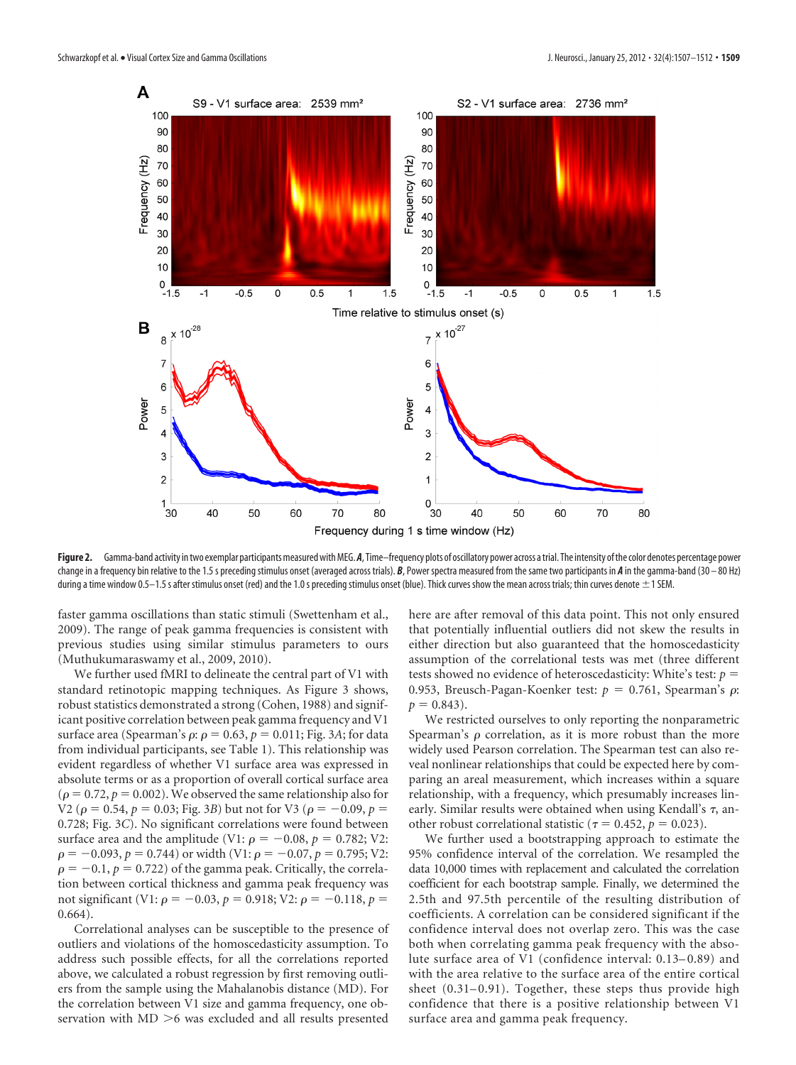**Figure 2.** Gamma-band activity in two exemplar participants measured with MEG. ***A***, Time–frequency plots of oscillatory power across a trial. The intensity of the color denotes percentage power change in a frequency bin relative to the 1.5 s preceding stimulus onset (averaged across trials). ***B***, Power spectra measured from the same two participants in ***A*** in the gamma-band (30–80 Hz) during a time window 0.5–1.5 s after stimulus onset (red) and the 1.0 s preceding stimulus onset (blue). Thick curves show the mean across trials; thin curves denote ±1 SEM.

faster gamma oscillations than static stimuli (Swettenham et al., 2009). The range of peak gamma frequencies is consistent with previous studies using similar stimulus parameters to ours (Muthukumaraswamy et al., 2009, 2010).

We further used fMRI to delineate the central part of V1 with standard retinotopic mapping techniques. As Figure 3 shows, robust statistics demonstrated a strong (Cohen, 1988) and significant positive correlation between peak gamma frequency and V1 surface area (Spearman's $\rho$: $\rho = 0.63$, $p = 0.011$; Fig. 3*A*; for data from individual participants, see Table 1). This relationship was evident regardless of whether V1 surface area was expressed in absolute terms or as a proportion of overall cortical surface area ($\rho = 0.72$, $p = 0.002$). We observed the same relationship also for V2 ($\rho = 0.54$, $p = 0.03$; Fig. 3*B*) but not for V3 ($\rho = -0.09$, $p = 0.728$; Fig. 3*C*). No significant correlations were found between surface area and the amplitude (V1: $\rho = -0.08$, $p = 0.782$; V2: $\rho = -0.093$, $p = 0.744$) or width (V1: $\rho = -0.07$, $p = 0.795$; V2: $\rho = -0.1$, $p = 0.722$) of the gamma peak. Critically, the correlation between cortical thickness and gamma peak frequency was not significant (V1: $\rho = -0.03$, $p = 0.918$; V2: $\rho = -0.118$, $p = 0.664$).

Correlational analyses can be susceptible to the presence of outliers and violations of the homoscedasticity assumption. To address such possible effects, for all the correlations reported above, we calculated a robust regression by first removing outliers from the sample using the Mahalanobis distance (MD). For the correlation between V1 size and gamma frequency, one observation with MD >6 was excluded and all results presented here are after removal of this data point. This not only ensured that potentially influential outliers did not skew the results in either direction but also guaranteed that the homoscedasticity assumption of the correlational tests was met (three different tests showed no evidence of heteroscedasticity: White's test: $p = 0.953$, Breusch-Pagan-Koenker test: $p = 0.761$, Spearman's $\rho$: $p = 0.843$).

We restricted ourselves to only reporting the nonparametric Spearman's $\rho$ correlation, as it is more robust than the more widely used Pearson correlation. The Spearman test can also reveal nonlinear relationships that could be expected here by comparing an areal measurement, which increases within a square relationship, with a frequency, which presumably increases linearly. Similar results were obtained when using Kendall's $\tau$, another robust correlational statistic ($\tau = 0.452$, $p = 0.023$).

We further used a bootstrapping approach to estimate the 95% confidence interval of the correlation. We resampled the data 10,000 times with replacement and calculated the correlation coefficient for each bootstrap sample. Finally, we determined the 2.5th and 97.5th percentile of the resulting distribution of coefficients. A correlation can be considered significant if the confidence interval does not overlap zero. This was the case both when correlating gamma peak frequency with the absolute surface area of V1 (confidence interval: 0.13–0.89) and with the area relative to the surface area of the entire cortical sheet (0.31–0.91). Together, these steps thus provide high confidence that there is a positive relationship between V1 surface area and gamma peak frequency.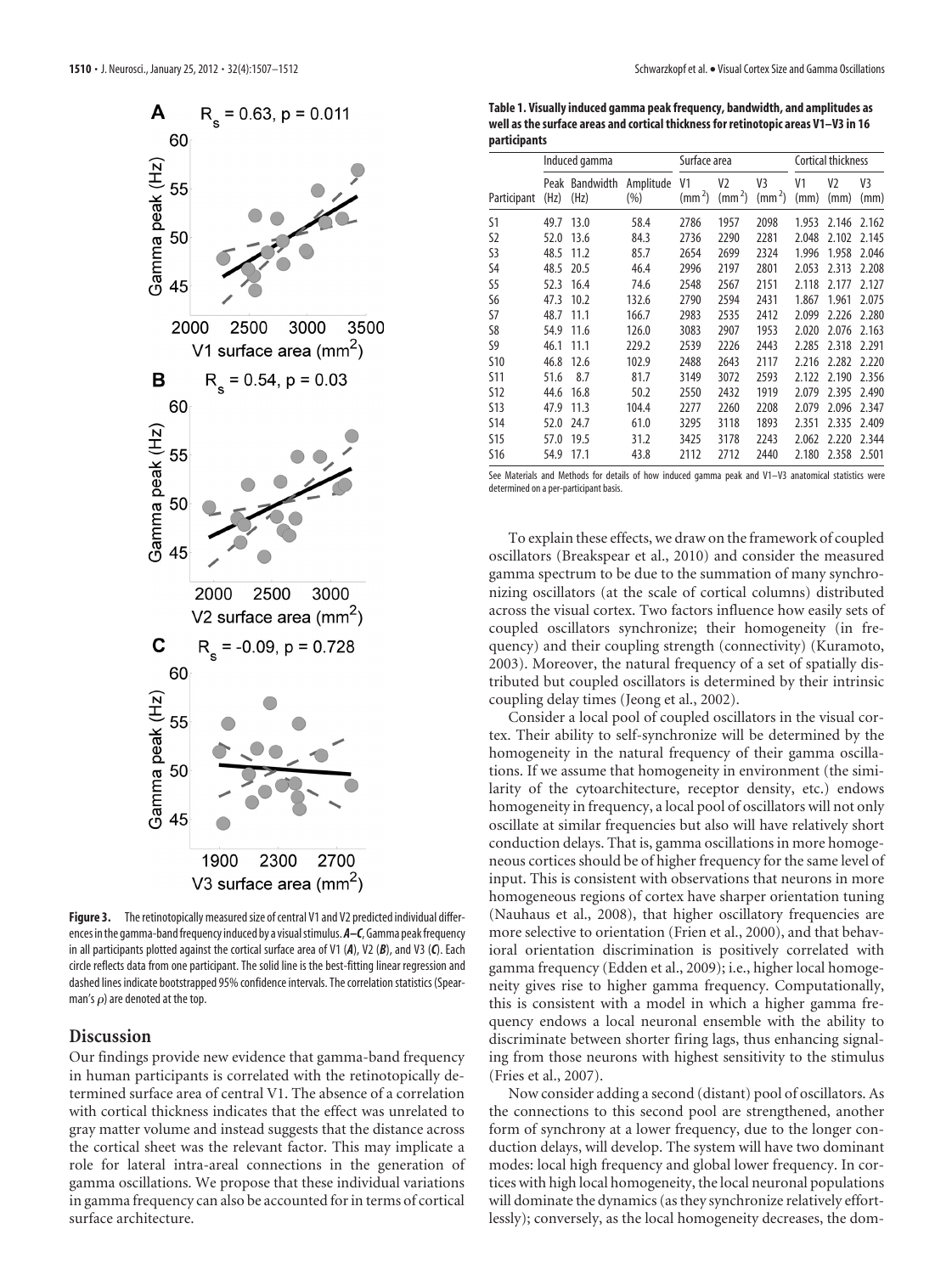**Figure 3.** The retinotopically measured size of central V1 and V2 predicted individual differences in the gamma-band frequency induced by a visual stimulus. ***A–C***, Gamma peak frequency in all participants plotted against the cortical surface area of V1 (***A***), V2 (***B***), and V3 (***C***). Each circle reflects data from one participant. The solid line is the best-fitting linear regression and dashed lines indicate bootstrapped 95% confidence intervals. The correlation statistics (Spearman's $\rho$) are denoted at the top.

## Discussion

Our findings provide new evidence that gamma-band frequency in human participants is correlated with the retinotopically determined surface area of central V1. The absence of a correlation with cortical thickness indicates that the effect was unrelated to gray matter volume and instead suggests that the distance across the cortical sheet was the relevant factor. This may implicate a role for lateral intra-areal connections in the generation of gamma oscillations. We propose that these individual variations in gamma frequency can also be accounted for in terms of cortical surface architecture.

**Table 1. Visually induced gamma peak frequency, bandwidth, and amplitudes as well as the surface areas and cortical thickness for retinotopic areas V1–V3 in 16 participants**

| | Induced gamma | | | Surface area | | | Cortical thickness | | |
|---|---|---|---|---|---|---|---|---|---|
| Participant | Peak (Hz) | Bandwidth (Hz) | Amplitude (%) | V1 ($mm^2$) | V2 ($mm^2$) | V3 ($mm^2$) | V1 (mm) | V2 (mm) | V3 (mm) |
| S1 | 49.7 | 13.0 | 58.4 | 2786 | 1957 | 2098 | 1.953 | 2.146 | 2.162 |
| S2 | 52.0 | 13.6 | 84.3 | 2736 | 2290 | 2281 | 2.048 | 2.102 | 2.145 |
| S3 | 48.5 | 11.2 | 85.7 | 2654 | 2699 | 2324 | 1.996 | 1.958 | 2.046 |
| S4 | 48.5 | 20.5 | 46.4 | 2996 | 2197 | 2801 | 2.053 | 2.313 | 2.208 |
| S5 | 52.3 | 16.4 | 74.6 | 2548 | 2567 | 2151 | 2.118 | 2.177 | 2.127 |
| S6 | 47.3 | 10.2 | 132.6 | 2790 | 2594 | 2431 | 1.867 | 1.961 | 2.075 |
| S7 | 48.7 | 11.1 | 166.7 | 2983 | 2535 | 2412 | 2.099 | 2.226 | 2.280 |
| S8 | 54.9 | 11.6 | 126.0 | 3083 | 2907 | 1953 | 2.020 | 2.076 | 2.163 |
| S9 | 46.1 | 11.1 | 229.2 | 2539 | 2226 | 2443 | 2.285 | 2.318 | 2.291 |
| S10 | 46.8 | 12.6 | 102.9 | 2488 | 2643 | 2117 | 2.216 | 2.282 | 2.220 |
| S11 | 51.6 | 8.7 | 81.7 | 3149 | 3072 | 2593 | 2.122 | 2.190 | 2.356 |
| S12 | 44.6 | 16.8 | 50.2 | 2550 | 2432 | 1919 | 2.079 | 2.395 | 2.490 |
| S13 | 47.9 | 11.3 | 104.4 | 2277 | 2260 | 2208 | 2.079 | 2.096 | 2.347 |
| S14 | 52.0 | 24.7 | 61.0 | 3295 | 3118 | 1893 | 2.351 | 2.335 | 2.409 |
| S15 | 57.0 | 19.5 | 31.2 | 3425 | 3178 | 2243 | 2.062 | 2.220 | 2.344 |
| S16 | 54.9 | 17.1 | 43.8 | 2112 | 2712 | 2440 | 2.180 | 2.358 | 2.501 |

See Materials and Methods for details of how induced gamma peak and V1–V3 anatomical statistics were determined on a per-participant basis.

To explain these effects, we draw on the framework of coupled oscillators (Breakspear et al., 2010) and consider the measured gamma spectrum to be due to the summation of many synchronizing oscillators (at the scale of cortical columns) distributed across the visual cortex. Two factors influence how easily sets of coupled oscillators synchronize; their homogeneity (in frequency) and their coupling strength (connectivity) (Kuramoto, 2003). Moreover, the natural frequency of a set of spatially distributed but coupled oscillators is determined by their intrinsic coupling delay times (Jeong et al., 2002).

Consider a local pool of coupled oscillators in the visual cortex. Their ability to self-synchronize will be determined by the homogeneity in the natural frequency of their gamma oscillations. If we assume that homogeneity in environment (the similarity of the cytoarchitecture, receptor density, etc.) endows homogeneity in frequency, a local pool of oscillators will not only oscillate at similar frequencies but also will have relatively short conduction delays. That is, gamma oscillations in more homogeneous cortices should be of higher frequency for the same level of input. This is consistent with observations that neurons in more homogeneous regions of cortex have sharper orientation tuning (Nauhaus et al., 2008), that higher oscillatory frequencies are more selective to orientation (Frien et al., 2000), and that behavioral orientation discrimination is positively correlated with gamma frequency (Edden et al., 2009); i.e., higher local homogeneity gives rise to higher gamma frequency. Computationally, this is consistent with a model in which a higher gamma frequency endows a local neuronal ensemble with the ability to discriminate between shorter firing lags, thus enhancing signaling from those neurons with highest sensitivity to the stimulus (Fries et al., 2007).

Now consider adding a second (distant) pool of oscillators. As the connections to this second pool are strengthened, another form of synchrony at a lower frequency, due to the longer conduction delays, will develop. The system will have two dominant modes: local high frequency and global lower frequency. In cortices with high local homogeneity, the local neuronal populations will dominate the dynamics (as they synchronize relatively effortlessly); conversely, as the local homogeneity decreases, the dom-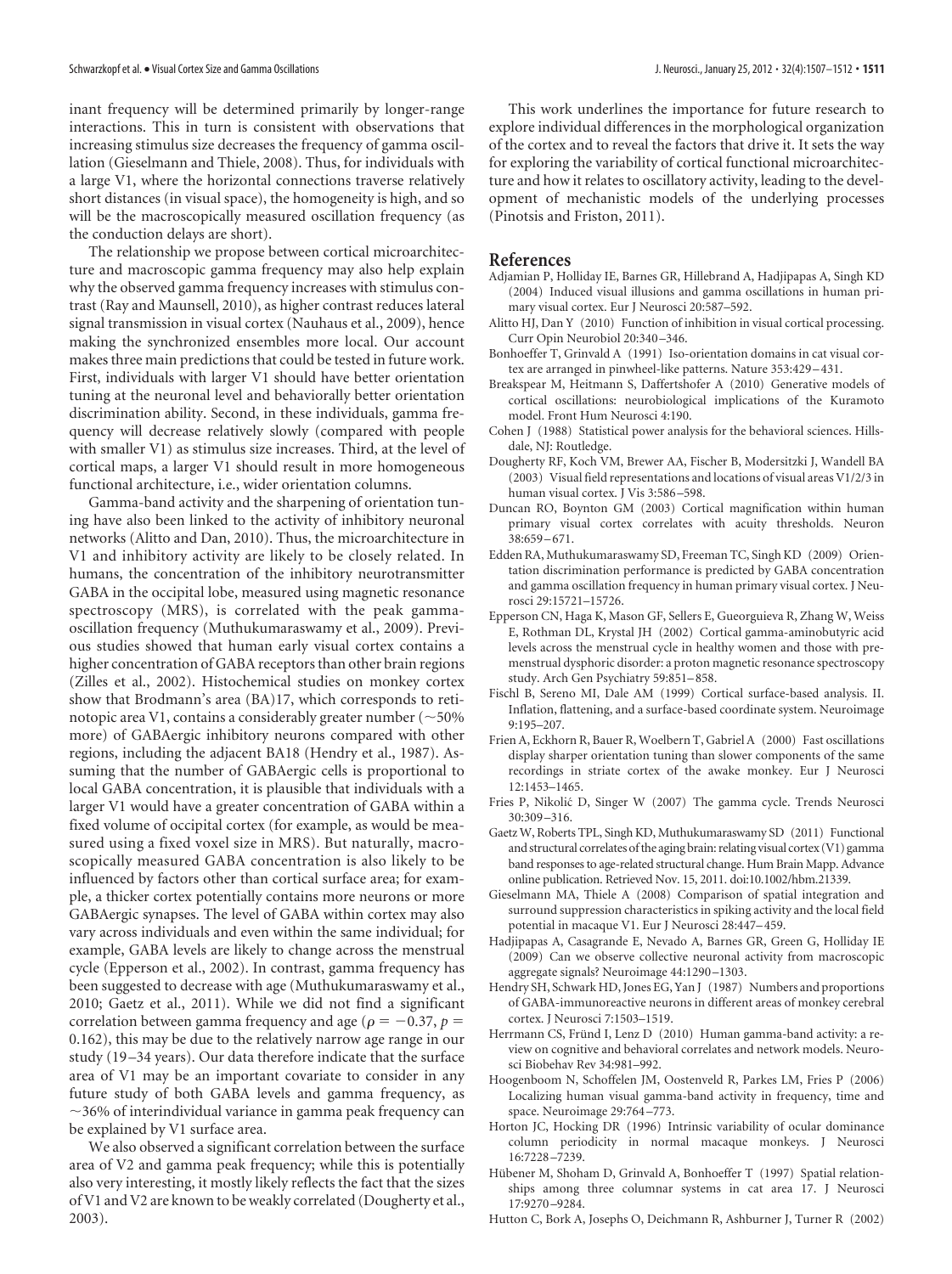inant frequency will be determined primarily by longer-range interactions. This in turn is consistent with observations that increasing stimulus size decreases the frequency of gamma oscillation (Gieselmann and Thiele, 2008). Thus, for individuals with a large V1, where the horizontal connections traverse relatively short distances (in visual space), the homogeneity is high, and so will be the macroscopically measured oscillation frequency (as the conduction delays are short).

The relationship we propose between cortical microarchitecture and macroscopic gamma frequency may also help explain why the observed gamma frequency increases with stimulus contrast (Ray and Maunsell, 2010), as higher contrast reduces lateral signal transmission in visual cortex (Nauhaus et al., 2009), hence making the synchronized ensembles more local. Our account makes three main predictions that could be tested in future work. First, individuals with larger V1 should have better orientation tuning at the neuronal level and behaviorally better orientation discrimination ability. Second, in these individuals, gamma frequency will decrease relatively slowly (compared with people with smaller V1) as stimulus size increases. Third, at the level of cortical maps, a larger V1 should result in more homogeneous functional architecture, i.e., wider orientation columns.

Gamma-band activity and the sharpening of orientation tuning have also been linked to the activity of inhibitory neuronal networks (Alitto and Dan, 2010). Thus, the microarchitecture in V1 and inhibitory activity are likely to be closely related. In humans, the concentration of the inhibitory neurotransmitter GABA in the occipital lobe, measured using magnetic resonance spectroscopy (MRS), is correlated with the peak gamma-oscillation frequency (Muthukumaraswamy et al., 2009). Previous studies showed that human early visual cortex contains a higher concentration of GABA receptors than other brain regions (Zilles et al., 2002). Histochemical studies on monkey cortex show that Brodmann's area (BA)17, which corresponds to retinotopic area V1, contains a considerably greater number (~50% more) of GABAergic inhibitory neurons compared with other regions, including the adjacent BA18 (Hendry et al., 1987). Assuming that the number of GABAergic cells is proportional to local GABA concentration, it is plausible that individuals with a larger V1 would have a greater concentration of GABA within a fixed volume of occipital cortex (for example, as would be measured using a fixed voxel size in MRS). But naturally, macroscopically measured GABA concentration is also likely to be influenced by factors other than cortical surface area; for example, a thicker cortex potentially contains more neurons or more GABAergic synapses. The level of GABA within cortex may also vary across individuals and even within the same individual; for example, GABA levels are likely to change across the menstrual cycle (Epperson et al., 2002). In contrast, gamma frequency has been suggested to decrease with age (Muthukumaraswamy et al., 2010; Gaetz et al., 2011). While we did not find a significant correlation between gamma frequency and age ($\rho = -0.37$, $p = 0.162$), this may be due to the relatively narrow age range in our study (19–34 years). Our data therefore indicate that the surface area of V1 may be an important covariate to consider in any future study of both GABA levels and gamma frequency, as ~36% of interindividual variance in gamma peak frequency can be explained by V1 surface area.

We also observed a significant correlation between the surface area of V2 and gamma peak frequency; while this is potentially also very interesting, it mostly likely reflects the fact that the sizes of V1 and V2 are known to be weakly correlated (Dougherty et al., 2003).

This work underlines the importance for future research to explore individual differences in the morphological organization of the cortex and to reveal the factors that drive it. It sets the way for exploring the variability of cortical functional microarchitecture and how it relates to oscillatory activity, leading to the development of mechanistic models of the underlying processes (Pinotsis and Friston, 2011).

## References

Adjamian P, Holliday IE, Barnes GR, Hillebrand A, Hadjipapas A, Singh KD (2004) Induced visual illusions and gamma oscillations in human primary visual cortex. Eur J Neurosci 20:587–592.

Alitto HJ, Dan Y (2010) Function of inhibition in visual cortical processing. Curr Opin Neurobiol 20:340–346.

Bonhoeffer T, Grinvald A (1991) Iso-orientation domains in cat visual cortex are arranged in pinwheel-like patterns. Nature 353:429–431.

Breakspear M, Heitmann S, Daffertshofer A (2010) Generative models of cortical oscillations: neurobiological implications of the Kuramoto model. Front Hum Neurosci 4:190.

Cohen J (1988) Statistical power analysis for the behavioral sciences. Hillsdale, NJ: Routledge.

Dougherty RF, Koch VM, Brewer AA, Fischer B, Modersitzki J, Wandell BA (2003) Visual field representations and locations of visual areas V1/2/3 in human visual cortex. J Vis 3:586–598.

Duncan RO, Boynton GM (2003) Cortical magnification within human primary visual cortex correlates with acuity thresholds. Neuron 38:659–671.

Edden RA, Muthukumaraswamy SD, Freeman TC, Singh KD (2009) Orientation discrimination performance is predicted by GABA concentration and gamma oscillation frequency in human primary visual cortex. J Neurosci 29:15721–15726.

Epperson CN, Haga K, Mason GF, Sellers E, Gueorguieva R, Zhang W, Weiss E, Rothman DL, Krystal JH (2002) Cortical gamma-aminobutyric acid levels across the menstrual cycle in healthy women and those with premenstrual dysphoric disorder: a proton magnetic resonance spectroscopy study. Arch Gen Psychiatry 59:851–858.

Fischl B, Sereno MI, Dale AM (1999) Cortical surface-based analysis. II. Inflation, flattening, and a surface-based coordinate system. Neuroimage 9:195–207.

Frien A, Eckhorn R, Bauer R, Woelbern T, Gabriel A (2000) Fast oscillations display sharper orientation tuning than slower components of the same recordings in striate cortex of the awake monkey. Eur J Neurosci 12:1453–1465.

Fries P, Nikolić D, Singer W (2007) The gamma cycle. Trends Neurosci 30:309–316.

Gaetz W, Roberts TPL, Singh KD, Muthukumaraswamy SD (2011) Functional and structural correlates of the aging brain: relating visual cortex (V1) gamma band responses to age-related structural change. Hum Brain Mapp. Advance online publication. Retrieved Nov. 15, 2011. doi:10.1002/hbm.21339.

Gieselmann MA, Thiele A (2008) Comparison of spatial integration and surround suppression characteristics in spiking activity and the local field potential in macaque V1. Eur J Neurosci 28:447–459.

Hadjipapas A, Casagrande E, Nevado A, Barnes GR, Green G, Holliday IE (2009) Can we observe collective neuronal activity from macroscopic aggregate signals? Neuroimage 44:1290–1303.

Hendry SH, Schwark HD, Jones EG, Yan J (1987) Numbers and proportions of GABA-immunoreactive neurons in different areas of monkey cerebral cortex. J Neurosci 7:1503–1519.

Herrmann CS, Fründ I, Lenz D (2010) Human gamma-band activity: a review on cognitive and behavioral correlates and network models. Neurosci Biobehav Rev 34:981–992.

Hoogenboom N, Schoffelen JM, Oostenveld R, Parkes LM, Fries P (2006) Localizing human visual gamma-band activity in frequency, time and space. Neuroimage 29:764–773.

Horton JC, Hocking DR (1996) Intrinsic variability of ocular dominance column periodicity in normal macaque monkeys. J Neurosci 16:7228–7239.

Hübener M, Shoham D, Grinvald A, Bonhoeffer T (1997) Spatial relationships among three columnar systems in cat area 17. J Neurosci 17:9270–9284.

Hutton C, Bork A, Josephs O, Deichmann R, Ashburner J, Turner R (2002)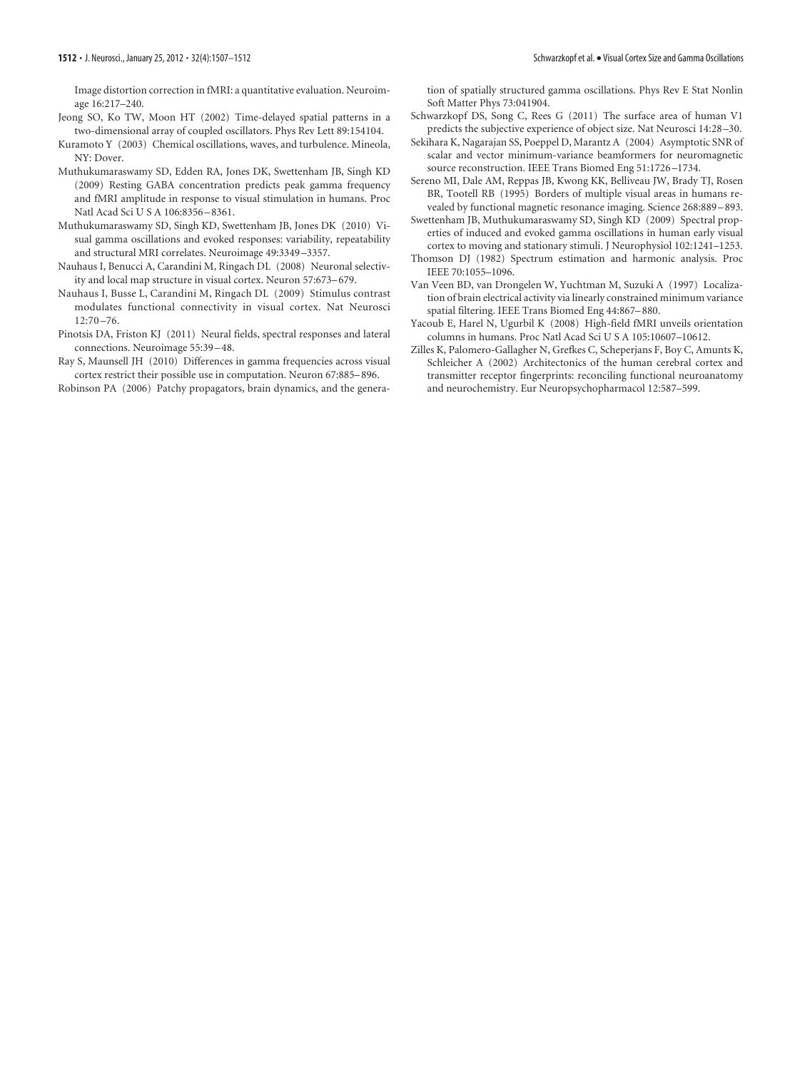Image distortion correction in fMRI: a quantitative evaluation. Neuroimage 16:217–240.

Jeong SO, Ko TW, Moon HT (2002) Time-delayed spatial patterns in a two-dimensional array of coupled oscillators. Phys Rev Lett 89:154104.

Kuramoto Y (2003) Chemical oscillations, waves, and turbulence. Mineola, NY: Dover.

Muthukumaraswamy SD, Edden RA, Jones DK, Swettenham JB, Singh KD (2009) Resting GABA concentration predicts peak gamma frequency and fMRI amplitude in response to visual stimulation in humans. Proc Natl Acad Sci U S A 106:8356–8361.

Muthukumaraswamy SD, Singh KD, Swettenham JB, Jones DK (2010) Visual gamma oscillations and evoked responses: variability, repeatability and structural MRI correlates. Neuroimage 49:3349–3357.

Nauhaus I, Benucci A, Carandini M, Ringach DL (2008) Neuronal selectivity and local map structure in visual cortex. Neuron 57:673–679.

Nauhaus I, Busse L, Carandini M, Ringach DL (2009) Stimulus contrast modulates functional connectivity in visual cortex. Nat Neurosci 12:70–76.

Pinotsis DA, Friston KJ (2011) Neural fields, spectral responses and lateral connections. Neuroimage 55:39–48.

Ray S, Maunsell JH (2010) Differences in gamma frequencies across visual cortex restrict their possible use in computation. Neuron 67:885–896.

Robinson PA (2006) Patchy propagators, brain dynamics, and the generation of spatially structured gamma oscillations. Phys Rev E Stat Nonlin Soft Matter Phys 73:041904.

Schwarzkopf DS, Song C, Rees G (2011) The surface area of human V1 predicts the subjective experience of object size. Nat Neurosci 14:28–30.

Sekihara K, Nagarajan SS, Poeppel D, Marantz A (2004) Asymptotic SNR of scalar and vector minimum-variance beamformers for neuromagnetic source reconstruction. IEEE Trans Biomed Eng 51:1726–1734.

Sereno MI, Dale AM, Reppas JB, Kwong KK, Belliveau JW, Brady TJ, Rosen BR, Tootell RB (1995) Borders of multiple visual areas in humans revealed by functional magnetic resonance imaging. Science 268:889–893.

Swettenham JB, Muthukumaraswamy SD, Singh KD (2009) Spectral properties of induced and evoked gamma oscillations in human early visual cortex to moving and stationary stimuli. J Neurophysiol 102:1241–1253.

Thomson DJ (1982) Spectrum estimation and harmonic analysis. Proc IEEE 70:1055–1096.

Van Veen BD, van Drongelen W, Yuchtman M, Suzuki A (1997) Localization of brain electrical activity via linearly constrained minimum variance spatial filtering. IEEE Trans Biomed Eng 44:867–880.

Yacoub E, Harel N, Ugurbil K (2008) High-field fMRI unveils orientation columns in humans. Proc Natl Acad Sci U S A 105:10607–10612.

Zilles K, Palomero-Gallagher N, Grefkes C, Scheperjans F, Boy C, Amunts K, Schleicher A (2002) Architectonics of the human cerebral cortex and transmitter receptor fingerprints: reconciling functional neuroanatomy and neurochemistry. Eur Neuropsychopharmacol 12:587–599.